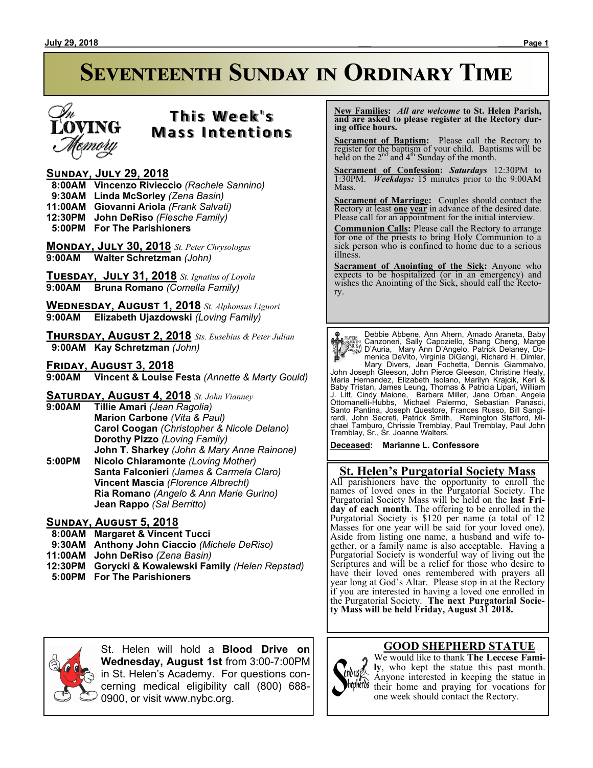# Seventeenth Sunday in Ordinary Time

## This Week's Mass Intentions

**Sunday, July 29, 2018**

- **8:00AM Vincenzo Rivieccio** *(Rachele Sannino)*
- **9:30AM Linda McSorley** *(Zena Basin)*
- **11:00AM Giovanni Ariola** *(Frank Salvati)*
- **12:30PM John DeRiso** *(Flesche Family)*
- **5:00PM For The Parishioners**

**Monday, July 30, 2018** *St. Peter Chrysologus*

- **9:00AM Walter Schretzman** *(John)*

**Tuesday, July 31, 2018** *St. Ignatius of Loyola*

- **9:00AM Bruna Romano** *(Comella Family)*

**Wednesday, August 1, 2018** *St. Alphonsus Liguori*

- **9:00AM Elizabeth Ujazdowski** *(Loving Family)*

**Thursday, August 2, 2018** *Sts. Eusebius & Peter Julian*

- **9:00AM Kay Schretzman** *(John)*

**Friday, August 3, 2018**

- **9:00AM Vincent & Louise Festa** *(Annette & Marty Gould)*

**Saturday, August 4, 2018** *St. John Vianney*

- **9:00AM Tillie Amari** *(Jean Ragolia)*
  - **Marion Carbone** *(Vita & Paul)*
  - **Carol Coogan** *(Christopher & Nicole Delano)*
  - **Dorothy Pizzo** *(Loving Family)*
  - **John T. Sharkey** *(John & Mary Anne Rainone)*
- **5:00PM Nicolo Chiaramonte** *(Loving Mother)*
  - **Santa Falconieri** *(James & Carmela Claro)*
  - **Vincent Mascia** *(Florence Albrecht)*
  - **Ria Romano** *(Angelo & Ann Marie Gurino)*
  - **Jean Rappo** *(Sal Berritto)*

**Sunday, August 5, 2018**

- **8:00AM Margaret & Vincent Tucci**
- **9:30AM Anthony John Ciaccio** *(Michele DeRiso)*
- **11:00AM John DeRiso** *(Zena Basin)*
- **12:30PM Gorycki & Kowalewski Family** *(Helen Repstad)*
- **5:00PM For The Parishioners**

St. Helen will hold a **Blood Drive on Wednesday, August 1st** from 3:00-7:00PM in St. Helen's Academy. For questions concerning medical eligibility call (800) 688-0900, or visit www.nybc.org.

**New Families:** *All are welcome* **to St. Helen Parish, and are asked to please register at the Rectory during office hours.**

**Sacrament of Baptism:** Please call the Rectory to register for the baptism of your child. Baptisms will be held on the 2nd and 4th Sunday of the month.

**Sacrament of Confession:** ***Saturdays*** 12:30PM to 1:30PM. ***Weekdays:*** 15 minutes prior to the 9:00AM Mass.

**Sacrament of Marriage:** Couples should contact the Rectory at least **one year** in advance of the desired date. Please call for an appointment for the initial interview.

**Communion Calls:** Please call the Rectory to arrange for one of the priests to bring Holy Communion to a sick person who is confined to home due to a serious illness.

**Sacrament of Anointing of the Sick:** Anyone who expects to be hospitalized (or in an emergency) and wishes the Anointing of the Sick, should call the Rectory.

Debbie Abbene, Ann Ahern, Amado Araneta, Baby Canzoneri, Sally Capoziello, Shang Cheng, Marge D'Auria, Mary Ann D'Angelo, Patrick Delaney, Domenica DeVito, Virginia DiGangi, Richard H. Dimler, Mary Divers, Jean Fochetta, Dennis Giammalvo, John Joseph Gleeson, John Pierce Gleeson, Christine Healy, Maria Hernandez, Elizabeth Isolano, Marilyn Krajcik, Keri & Baby Tristan, James Leung, Thomas & Patricia Lipari, William J. Litt, Cindy Maione, Barbara Miller, Jane Orban, Angela Ottomanelli-Hubbs, Michael Palermo, Sebastian Panasci, Santo Pantina, Joseph Questore, Frances Russo, Bill Sangirardi, John Secreti, Patrick Smith, Remington Stafford, Michael Tamburo, Chrissie Tremblay, Paul Tremblay, Paul John Tremblay, Sr., Sr. Joanne Walters.

**Deceased: Marianne L. Confessore**

## St. Helen's Purgatorial Society Mass

All parishioners have the opportunity to enroll the names of loved ones in the Purgatorial Society. The Purgatorial Society Mass will be held on the **last Friday of each month**. The offering to be enrolled in the Purgatorial Society is $120 per name (a total of 12 Masses for one year will be said for your loved one). Aside from listing one name, a husband and wife together, or a family name is also acceptable. Having a Purgatorial Society is wonderful way of living out the Scriptures and will be a relief for those who desire to have their loved ones remembered with prayers all year long at God's Altar. Please stop in at the Rectory if you are interested in having a loved one enrolled in the Purgatorial Society. **The next Purgatorial Society Mass will be held Friday, August 31 2018.**

## GOOD SHEPHERD STATUE

We would like to thank **The Leccese Family**, who kept the statue this past month. Anyone interested in keeping the statue in their home and praying for vocations for one week should contact the Rectory.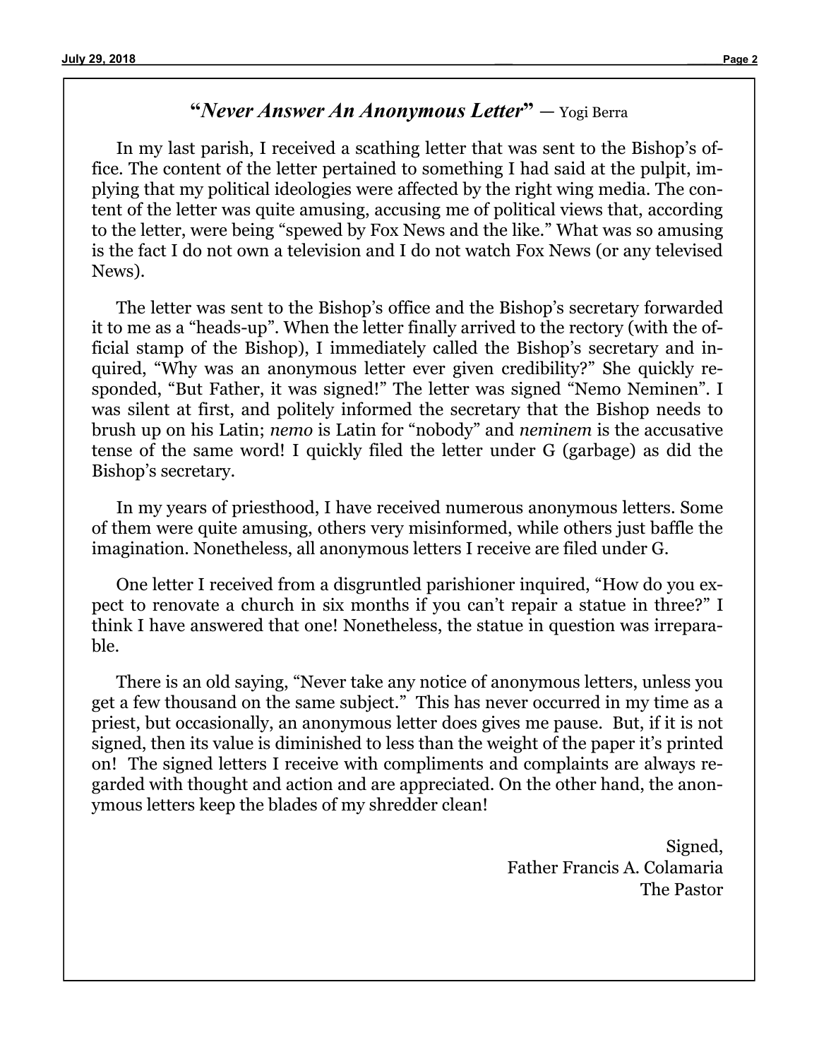## "*Never Answer An Anonymous Letter*" — Yogi Berra

In my last parish, I received a scathing letter that was sent to the Bishop's office. The content of the letter pertained to something I had said at the pulpit, implying that my political ideologies were affected by the right wing media. The content of the letter was quite amusing, accusing me of political views that, according to the letter, were being "spewed by Fox News and the like." What was so amusing is the fact I do not own a television and I do not watch Fox News (or any televised News).

The letter was sent to the Bishop's office and the Bishop's secretary forwarded it to me as a "heads-up". When the letter finally arrived to the rectory (with the official stamp of the Bishop), I immediately called the Bishop's secretary and inquired, "Why was an anonymous letter ever given credibility?" She quickly responded, "But Father, it was signed!" The letter was signed "Nemo Neminen". I was silent at first, and politely informed the secretary that the Bishop needs to brush up on his Latin; *nemo* is Latin for "nobody" and *neminem* is the accusative tense of the same word! I quickly filed the letter under G (garbage) as did the Bishop's secretary.

In my years of priesthood, I have received numerous anonymous letters. Some of them were quite amusing, others very misinformed, while others just baffle the imagination. Nonetheless, all anonymous letters I receive are filed under G.

One letter I received from a disgruntled parishioner inquired, "How do you expect to renovate a church in six months if you can't repair a statue in three?" I think I have answered that one! Nonetheless, the statue in question was irreparable.

There is an old saying, "Never take any notice of anonymous letters, unless you get a few thousand on the same subject." This has never occurred in my time as a priest, but occasionally, an anonymous letter does gives me pause. But, if it is not signed, then its value is diminished to less than the weight of the paper it's printed on! The signed letters I receive with compliments and complaints are always regarded with thought and action and are appreciated. On the other hand, the anonymous letters keep the blades of my shredder clean!

Signed,
Father Francis A. Colamaria
The Pastor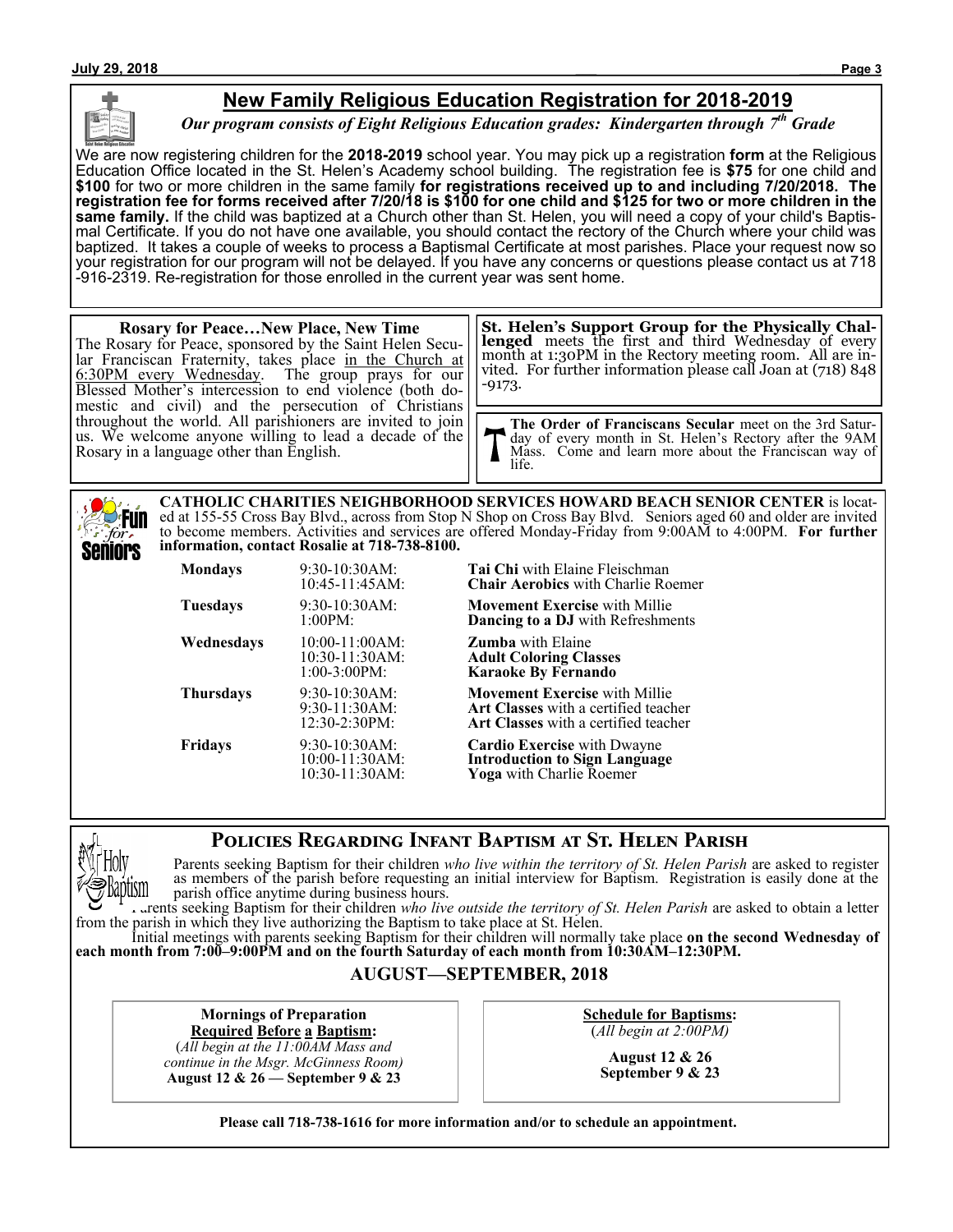## New Family Religious Education Registration for 2018-2019

***Our program consists of Eight Religious Education grades: Kindergarten through 7th Grade***

We are now registering children for the **2018-2019** school year. You may pick up a registration **form** at the Religious Education Office located in the St. Helen's Academy school building. The registration fee is **$75** for one child and **$100** for two or more children in the same family **for registrations received up to and including 7/20/2018. The registration fee for forms received after 7/20/18 is $100 for one child and $125 for two or more children in the same family.** If the child was baptized at a Church other than St. Helen, you will need a copy of your child's Baptismal Certificate. If you do not have one available, you should contact the rectory of the Church where your child was baptized. It takes a couple of weeks to process a Baptismal Certificate at most parishes. Place your request now so your registration for our program will not be delayed. If you have any concerns or questions please contact us at 718-916-2319. Re-registration for those enrolled in the current year was sent home.

**Rosary for Peace…New Place, New Time**

The Rosary for Peace, sponsored by the Saint Helen Secular Franciscan Fraternity, takes place in the Church at 6:30PM every Wednesday. The group prays for our Blessed Mother's intercession to end violence (both domestic and civil) and the persecution of Christians throughout the world. All parishioners are invited to join us. We welcome anyone willing to lead a decade of the Rosary in a language other than English.

**St. Helen's Support Group for the Physically Challenged** meets the first and third Wednesday of every month at 1:30PM in the Rectory meeting room. All are invited. For further information please call Joan at (718) 848-9173.

**The Order of Franciscans Secular** meet on the 3rd Saturday of every month in St. Helen's Rectory after the 9AM Mass. Come and learn more about the Franciscan way of life.

**CATHOLIC CHARITIES NEIGHBORHOOD SERVICES HOWARD BEACH SENIOR CENTER** is located at 155-55 Cross Bay Blvd., across from Stop N Shop on Cross Bay Blvd. Seniors aged 60 and older are invited to become members. Activities and services are offered Monday-Friday from 9:00AM to 4:00PM. **For further information, contact Rosalie at 718-738-8100.**

| Day | Time | Activity |
|---|---|---|
| **Mondays** | 9:30-10:30AM: | **Tai Chi** with Elaine Fleischman |
| | 10:45-11:45AM: | **Chair Aerobics** with Charlie Roemer |
| **Tuesdays** | 9:30-10:30AM: | **Movement Exercise** with Millie |
| | 1:00PM: | **Dancing to a DJ** with Refreshments |
| **Wednesdays** | 10:00-11:00AM: | **Zumba** with Elaine |
| | 10:30-11:30AM: | **Adult Coloring Classes** |
| | 1:00-3:00PM: | **Karaoke By Fernando** |
| **Thursdays** | 9:30-10:30AM: | **Movement Exercise** with Millie |
| | 9:30-11:30AM: | **Art Classes** with a certified teacher |
| | 12:30-2:30PM: | **Art Classes** with a certified teacher |
| **Fridays** | 9:30-10:30AM: | **Cardio Exercise** with Dwayne |
| | 10:00-11:30AM: | **Introduction to Sign Language** |
| | 10:30-11:30AM: | **Yoga** with Charlie Roemer |

## Policies Regarding Infant Baptism at St. Helen Parish

Parents seeking Baptism for their children *who live within the territory of St. Helen Parish* are asked to register as members of the parish before requesting an initial interview for Baptism. Registration is easily done at the parish office anytime during business hours.

Parents seeking Baptism for their children *who live outside the territory of St. Helen Parish* are asked to obtain a letter from the parish in which they live authorizing the Baptism to take place at St. Helen.

Initial meetings with parents seeking Baptism for their children will normally take place **on the second Wednesday of each month from 7:00–9:00PM and on the fourth Saturday of each month from 10:30AM–12:30PM.**

### AUGUST—SEPTEMBER, 2018

**Mornings of Preparation Required Before a Baptism:**
(*All begin at the 11:00AM Mass and continue in the Msgr. McGinness Room)*
**August 12 & 26 — September 9 & 23**

**Schedule for Baptisms:**
(*All begin at 2:00PM)*
**August 12 & 26**
**September 9 & 23**

**Please call 718-738-1616 for more information and/or to schedule an appointment.**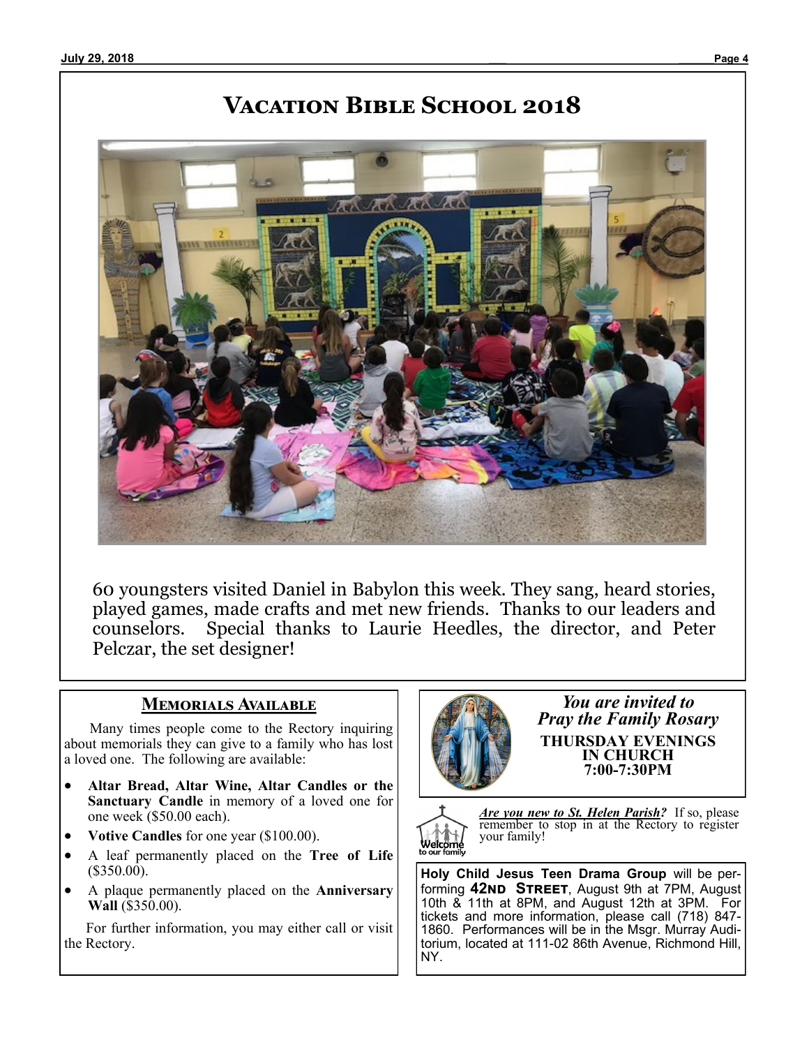# Vacation Bible School 2018

60 youngsters visited Daniel in Babylon this week. They sang, heard stories, played games, made crafts and met new friends. Thanks to our leaders and counselors. Special thanks to Laurie Heedles, the director, and Peter Pelczar, the set designer!

## Memorials Available

Many times people come to the Rectory inquiring about memorials they can give to a family who has lost a loved one. The following are available:

- **Altar Bread, Altar Wine, Altar Candles or the Sanctuary Candle** in memory of a loved one for one week ($50.00 each).
- **Votive Candles** for one year ($100.00).
- A leaf permanently placed on the **Tree of Life** ($350.00).
- A plaque permanently placed on the **Anniversary Wall** ($350.00).

For further information, you may either call or visit the Rectory.

*You are invited to*
*Pray the Family Rosary*

**THURSDAY EVENINGS IN CHURCH 7:00-7:30PM**

***Are you new to St. Helen Parish?*** If so, please remember to stop in at the Rectory to register your family!

**Holy Child Jesus Teen Drama Group** will be performing **42ND STREET**, August 9th at 7PM, August 10th & 11th at 8PM, and August 12th at 3PM. For tickets and more information, please call (718) 847-1860. Performances will be in the Msgr. Murray Auditorium, located at 111-02 86th Avenue, Richmond Hill, NY.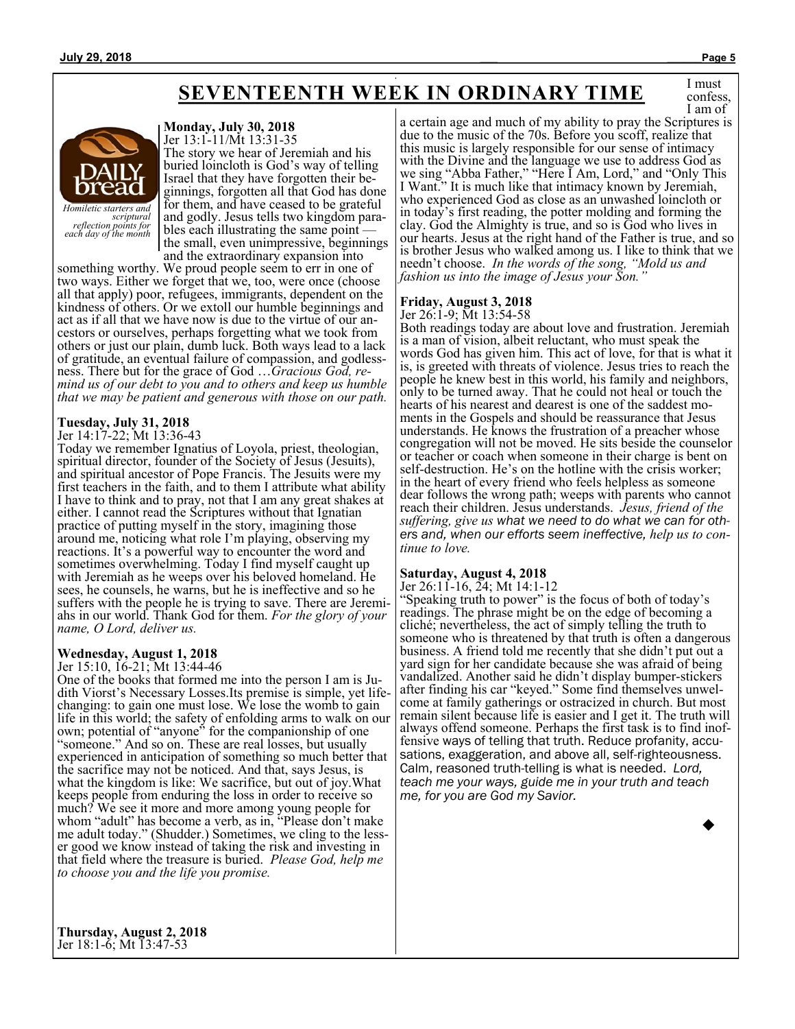# SEVENTEENTH WEEK IN ORDINARY TIME

DAILY bread

*Homiletic starters and scriptural reflection points for each day of the month*

**Monday, July 30, 2018**
Jer 13:1-11/Mt 13:31-35
The story we hear of Jeremiah and his buried loincloth is God's way of telling Israel that they have forgotten their beginnings, forgotten all that God has done for them, and have ceased to be grateful and godly. Jesus tells two kingdom parables each illustrating the same point — the small, even unimpressive, beginnings and the extraordinary expansion into something worthy. We proud people seem to err in one of two ways. Either we forget that we, too, were once (choose all that apply) poor, refugees, immigrants, dependent on the kindness of others. Or we extoll our humble beginnings and act as if all that we have now is due to the virtue of our ancestors or ourselves, perhaps forgetting what we took from others or just our plain, dumb luck. Both ways lead to a lack of gratitude, an eventual failure of compassion, and godlessness. There but for the grace of God …*Gracious God, remind us of our debt to you and to others and keep us humble that we may be patient and generous with those on our path.*

**Tuesday, July 31, 2018**
Jer 14:17-22; Mt 13:36-43
Today we remember Ignatius of Loyola, priest, theologian, spiritual director, founder of the Society of Jesus (Jesuits), and spiritual ancestor of Pope Francis. The Jesuits were my first teachers in the faith, and to them I attribute what ability I have to think and to pray, not that I am any great shakes at either. I cannot read the Scriptures without that Ignatian practice of putting myself in the story, imagining those around me, noticing what role I'm playing, observing my reactions. It's a powerful way to encounter the word and sometimes overwhelming. Today I find myself caught up with Jeremiah as he weeps over his beloved homeland. He sees, he counsels, he warns, but he is ineffective and so he suffers with the people he is trying to save. There are Jeremiahs in our world. Thank God for them. *For the glory of your name, O Lord, deliver us.*

**Wednesday, August 1, 2018**
Jer 15:10, 16-21; Mt 13:44-46
One of the books that formed me into the person I am is Judith Viorst's Necessary Losses.Its premise is simple, yet life-changing: to gain one must lose. We lose the womb to gain life in this world; the safety of enfolding arms to walk on our own; potential of "anyone" for the companionship of one "someone." And so on. These are real losses, but usually experienced in anticipation of something so much better that the sacrifice may not be noticed. And that, says Jesus, is what the kingdom is like: We sacrifice, but out of joy.What keeps people from enduring the loss in order to receive so much? We see it more and more among young people for whom "adult" has become a verb, as in, "Please don't make me adult today." (Shudder.) Sometimes, we cling to the lesser good we know instead of taking the risk and investing in that field where the treasure is buried. *Please God, help me to choose you and the life you promise.*

**Thursday, August 2, 2018**
Jer 18:1-6; Mt 13:47-53
I must confess, I am of a certain age and much of my ability to pray the Scriptures is due to the music of the 70s. Before you scoff, realize that this music is largely responsible for our sense of intimacy with the Divine and the language we use to address God as we sing "Abba Father," "Here I Am, Lord," and "Only This I Want." It is much like that intimacy known by Jeremiah, who experienced God as close as an unwashed loincloth or in today's first reading, the potter molding and forming the clay. God the Almighty is true, and so is God who lives in our hearts. Jesus at the right hand of the Father is true, and so is brother Jesus who walked among us. I like to think that we needn't choose. *In the words of the song, "Mold us and fashion us into the image of Jesus your Son."*

**Friday, August 3, 2018**
Jer 26:1-9; Mt 13:54-58
Both readings today are about love and frustration. Jeremiah is a man of vision, albeit reluctant, who must speak the words God has given him. This act of love, for that is what it is, is greeted with threats of violence. Jesus tries to reach the people he knew best in this world, his family and neighbors, only to be turned away. That he could not heal or touch the hearts of his nearest and dearest is one of the saddest moments in the Gospels and should be reassurance that Jesus understands. He knows the frustration of a preacher whose congregation will not be moved. He sits beside the counselor or teacher or coach when someone in their charge is bent on self-destruction. He's on the hotline with the crisis worker; in the heart of every friend who feels helpless as someone dear follows the wrong path; weeps with parents who cannot reach their children. Jesus understands. *Jesus, friend of the suffering, give us what we need to do what we can for others and, when our efforts seem ineffective, help us to continue to love.*

**Saturday, August 4, 2018**
Jer 26:11-16, 24; Mt 14:1-12
"Speaking truth to power" is the focus of both of today's readings. The phrase might be on the edge of becoming a cliché; nevertheless, the act of simply telling the truth to someone who is threatened by that truth is often a dangerous business. A friend told me recently that she didn't put out a yard sign for her candidate because she was afraid of being vandalized. Another said he didn't display bumper-stickers after finding his car "keyed." Some find themselves unwelcome at family gatherings or ostracized in church. But most remain silent because life is easier and I get it. The truth will always offend someone. Perhaps the first task is to find inoffensive ways of telling that truth. Reduce profanity, accusations, exaggeration, and above all, self-righteousness. Calm, reasoned truth-telling is what is needed. *Lord, teach me your ways, guide me in your truth and teach me, for you are God my Savior.*

◆